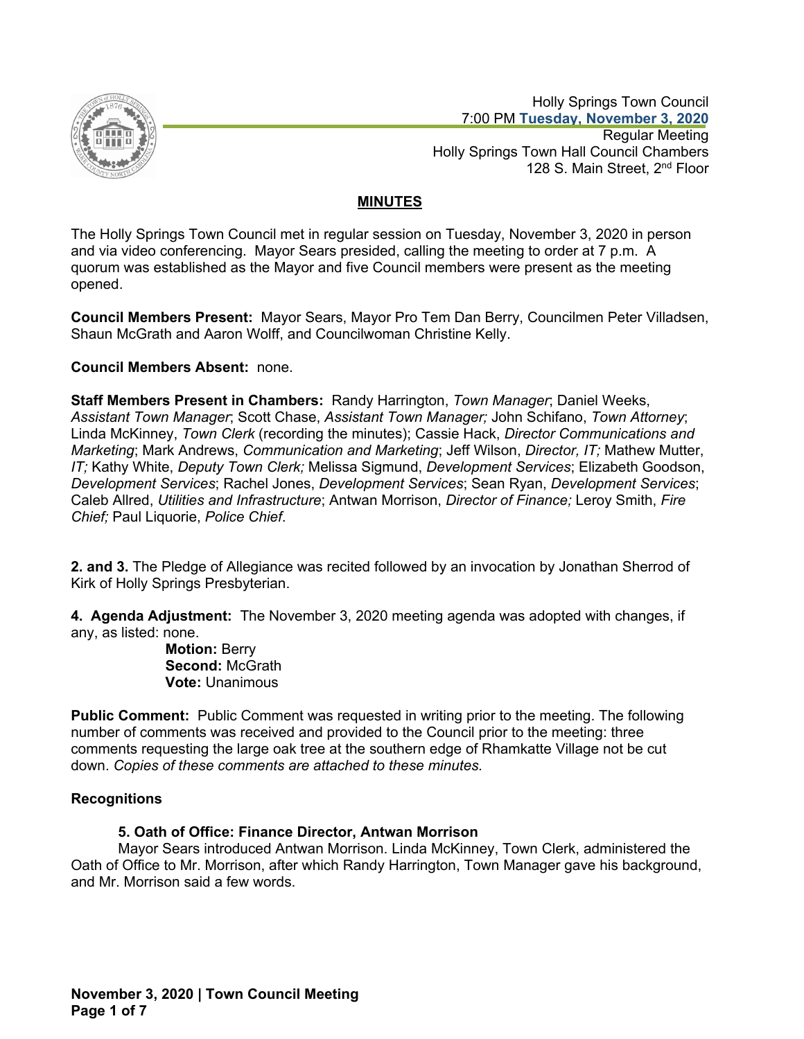Holly Springs Town Council
7:00 PM **Tuesday, November 3, 2020**
Regular Meeting
Holly Springs Town Hall Council Chambers
128 S. Main Street, 2nd Floor

# MINUTES

The Holly Springs Town Council met in regular session on Tuesday, November 3, 2020 in person and via video conferencing. Mayor Sears presided, calling the meeting to order at 7 p.m. A quorum was established as the Mayor and five Council members were present as the meeting opened.

**Council Members Present:** Mayor Sears, Mayor Pro Tem Dan Berry, Councilmen Peter Villadsen, Shaun McGrath and Aaron Wolff, and Councilwoman Christine Kelly.

**Council Members Absent:** none.

**Staff Members Present in Chambers:** Randy Harrington, *Town Manager*; Daniel Weeks, *Assistant Town Manager*; Scott Chase, *Assistant Town Manager;* John Schifano, *Town Attorney*; Linda McKinney, *Town Clerk* (recording the minutes); Cassie Hack, *Director Communications and Marketing*; Mark Andrews, *Communication and Marketing*; Jeff Wilson, *Director, IT;* Mathew Mutter, *IT;* Kathy White, *Deputy Town Clerk;* Melissa Sigmund, *Development Services*; Elizabeth Goodson, *Development Services*; Rachel Jones, *Development Services*; Sean Ryan, *Development Services*; Caleb Allred, *Utilities and Infrastructure*; Antwan Morrison, *Director of Finance;* Leroy Smith, *Fire Chief;* Paul Liquorie, *Police Chief*.

**2. and 3.** The Pledge of Allegiance was recited followed by an invocation by Jonathan Sherrod of Kirk of Holly Springs Presbyterian.

**4. Agenda Adjustment:** The November 3, 2020 meeting agenda was adopted with changes, if any, as listed: none.

**Motion:** Berry
**Second:** McGrath
**Vote:** Unanimous

**Public Comment:** Public Comment was requested in writing prior to the meeting. The following number of comments was received and provided to the Council prior to the meeting: three comments requesting the large oak tree at the southern edge of Rhamkatte Village not be cut down. *Copies of these comments are attached to these minutes.*

## Recognitions

### 5. Oath of Office: Finance Director, Antwan Morrison

Mayor Sears introduced Antwan Morrison. Linda McKinney, Town Clerk, administered the Oath of Office to Mr. Morrison, after which Randy Harrington, Town Manager gave his background, and Mr. Morrison said a few words.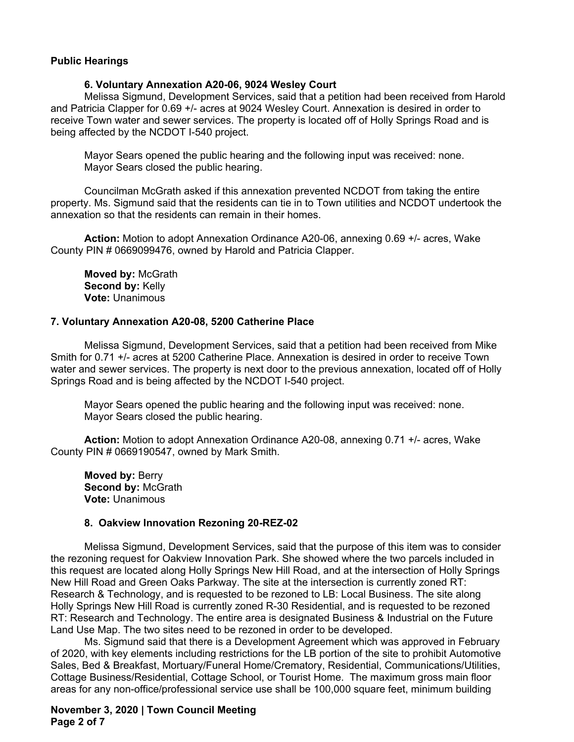**Public Hearings**

**6. Voluntary Annexation A20-06, 9024 Wesley Court**

Melissa Sigmund, Development Services, said that a petition had been received from Harold and Patricia Clapper for 0.69 +/- acres at 9024 Wesley Court. Annexation is desired in order to receive Town water and sewer services. The property is located off of Holly Springs Road and is being affected by the NCDOT I-540 project.

Mayor Sears opened the public hearing and the following input was received: none.
Mayor Sears closed the public hearing.

Councilman McGrath asked if this annexation prevented NCDOT from taking the entire property. Ms. Sigmund said that the residents can tie in to Town utilities and NCDOT undertook the annexation so that the residents can remain in their homes.

**Action:** Motion to adopt Annexation Ordinance A20-06, annexing 0.69 +/- acres, Wake County PIN # 0669099476, owned by Harold and Patricia Clapper.

**Moved by:** McGrath
**Second by:** Kelly
**Vote:** Unanimous

**7. Voluntary Annexation A20-08, 5200 Catherine Place**

Melissa Sigmund, Development Services, said that a petition had been received from Mike Smith for 0.71 +/- acres at 5200 Catherine Place. Annexation is desired in order to receive Town water and sewer services. The property is next door to the previous annexation, located off of Holly Springs Road and is being affected by the NCDOT I-540 project.

Mayor Sears opened the public hearing and the following input was received: none.
Mayor Sears closed the public hearing.

**Action:** Motion to adopt Annexation Ordinance A20-08, annexing 0.71 +/- acres, Wake County PIN # 0669190547, owned by Mark Smith.

**Moved by:** Berry
**Second by:** McGrath
**Vote:** Unanimous

**8. Oakview Innovation Rezoning 20-REZ-02**

Melissa Sigmund, Development Services, said that the purpose of this item was to consider the rezoning request for Oakview Innovation Park. She showed where the two parcels included in this request are located along Holly Springs New Hill Road, and at the intersection of Holly Springs New Hill Road and Green Oaks Parkway. The site at the intersection is currently zoned RT: Research & Technology, and is requested to be rezoned to LB: Local Business. The site along Holly Springs New Hill Road is currently zoned R-30 Residential, and is requested to be rezoned RT: Research and Technology. The entire area is designated Business & Industrial on the Future Land Use Map. The two sites need to be rezoned in order to be developed.

Ms. Sigmund said that there is a Development Agreement which was approved in February of 2020, with key elements including restrictions for the LB portion of the site to prohibit Automotive Sales, Bed & Breakfast, Mortuary/Funeral Home/Crematory, Residential, Communications/Utilities, Cottage Business/Residential, Cottage School, or Tourist Home. The maximum gross main floor areas for any non-office/professional service use shall be 100,000 square feet, minimum building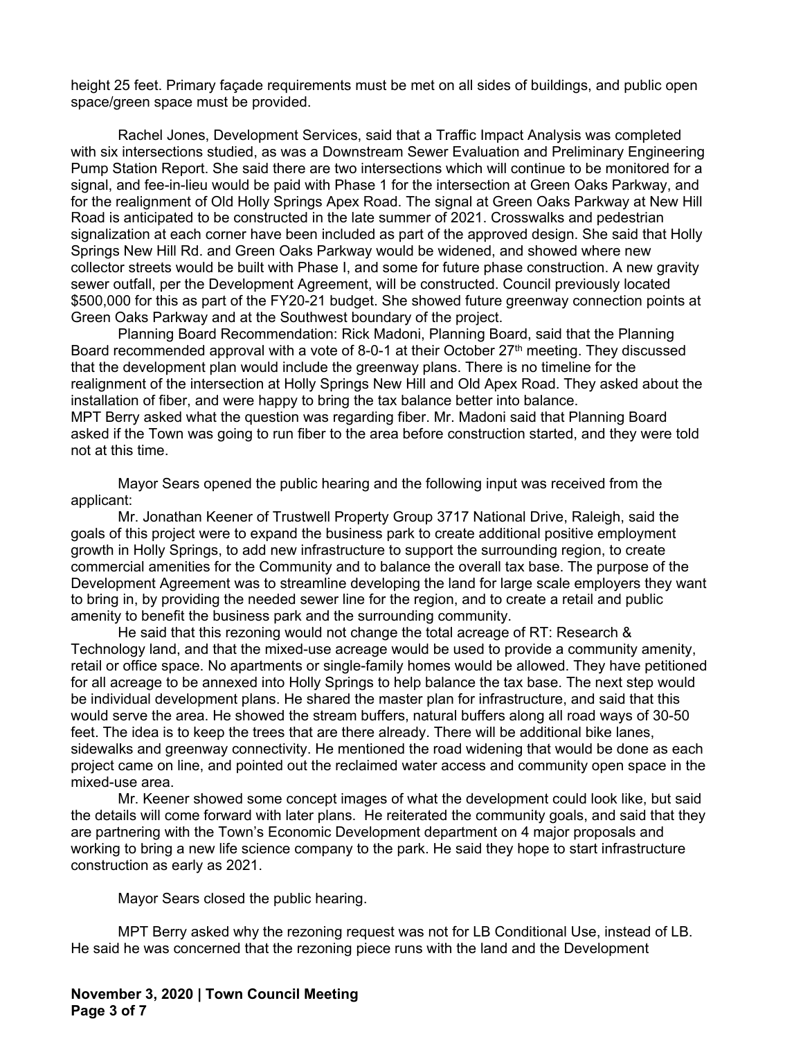height 25 feet. Primary façade requirements must be met on all sides of buildings, and public open space/green space must be provided.

Rachel Jones, Development Services, said that a Traffic Impact Analysis was completed with six intersections studied, as was a Downstream Sewer Evaluation and Preliminary Engineering Pump Station Report. She said there are two intersections which will continue to be monitored for a signal, and fee-in-lieu would be paid with Phase 1 for the intersection at Green Oaks Parkway, and for the realignment of Old Holly Springs Apex Road. The signal at Green Oaks Parkway at New Hill Road is anticipated to be constructed in the late summer of 2021. Crosswalks and pedestrian signalization at each corner have been included as part of the approved design. She said that Holly Springs New Hill Rd. and Green Oaks Parkway would be widened, and showed where new collector streets would be built with Phase I, and some for future phase construction. A new gravity sewer outfall, per the Development Agreement, will be constructed. Council previously located $500,000 for this as part of the FY20-21 budget. She showed future greenway connection points at Green Oaks Parkway and at the Southwest boundary of the project.

Planning Board Recommendation: Rick Madoni, Planning Board, said that the Planning Board recommended approval with a vote of 8-0-1 at their October 27th meeting. They discussed that the development plan would include the greenway plans. There is no timeline for the realignment of the intersection at Holly Springs New Hill and Old Apex Road. They asked about the installation of fiber, and were happy to bring the tax balance better into balance.

MPT Berry asked what the question was regarding fiber. Mr. Madoni said that Planning Board asked if the Town was going to run fiber to the area before construction started, and they were told not at this time.

Mayor Sears opened the public hearing and the following input was received from the applicant:

Mr. Jonathan Keener of Trustwell Property Group 3717 National Drive, Raleigh, said the goals of this project were to expand the business park to create additional positive employment growth in Holly Springs, to add new infrastructure to support the surrounding region, to create commercial amenities for the Community and to balance the overall tax base. The purpose of the Development Agreement was to streamline developing the land for large scale employers they want to bring in, by providing the needed sewer line for the region, and to create a retail and public amenity to benefit the business park and the surrounding community.

He said that this rezoning would not change the total acreage of RT: Research & Technology land, and that the mixed-use acreage would be used to provide a community amenity, retail or office space. No apartments or single-family homes would be allowed. They have petitioned for all acreage to be annexed into Holly Springs to help balance the tax base. The next step would be individual development plans. He shared the master plan for infrastructure, and said that this would serve the area. He showed the stream buffers, natural buffers along all road ways of 30-50 feet. The idea is to keep the trees that are there already. There will be additional bike lanes, sidewalks and greenway connectivity. He mentioned the road widening that would be done as each project came on line, and pointed out the reclaimed water access and community open space in the mixed-use area.

Mr. Keener showed some concept images of what the development could look like, but said the details will come forward with later plans. He reiterated the community goals, and said that they are partnering with the Town's Economic Development department on 4 major proposals and working to bring a new life science company to the park. He said they hope to start infrastructure construction as early as 2021.

Mayor Sears closed the public hearing.

MPT Berry asked why the rezoning request was not for LB Conditional Use, instead of LB. He said he was concerned that the rezoning piece runs with the land and the Development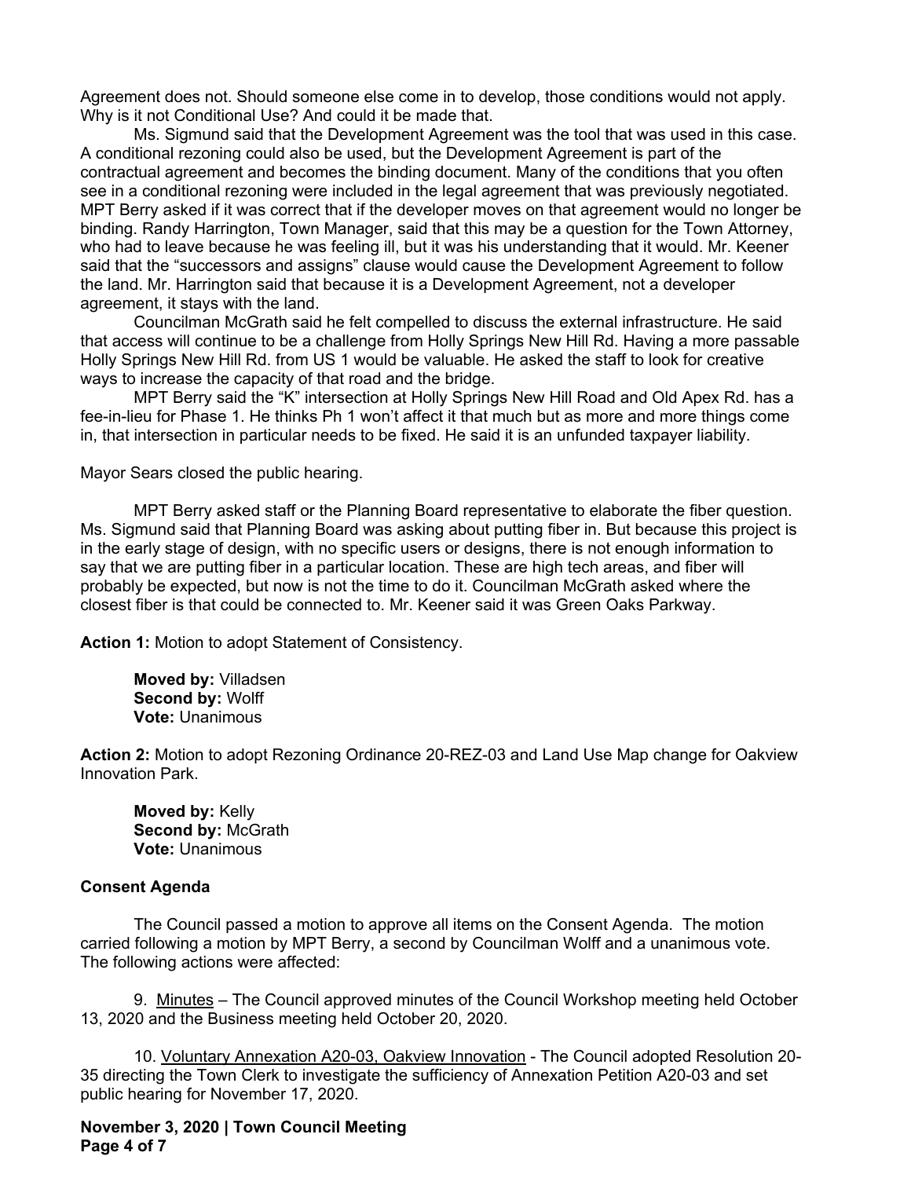Agreement does not. Should someone else come in to develop, those conditions would not apply. Why is it not Conditional Use? And could it be made that.

Ms. Sigmund said that the Development Agreement was the tool that was used in this case. A conditional rezoning could also be used, but the Development Agreement is part of the contractual agreement and becomes the binding document. Many of the conditions that you often see in a conditional rezoning were included in the legal agreement that was previously negotiated. MPT Berry asked if it was correct that if the developer moves on that agreement would no longer be binding. Randy Harrington, Town Manager, said that this may be a question for the Town Attorney, who had to leave because he was feeling ill, but it was his understanding that it would. Mr. Keener said that the "successors and assigns" clause would cause the Development Agreement to follow the land. Mr. Harrington said that because it is a Development Agreement, not a developer agreement, it stays with the land.

Councilman McGrath said he felt compelled to discuss the external infrastructure. He said that access will continue to be a challenge from Holly Springs New Hill Rd. Having a more passable Holly Springs New Hill Rd. from US 1 would be valuable. He asked the staff to look for creative ways to increase the capacity of that road and the bridge.

MPT Berry said the "K" intersection at Holly Springs New Hill Road and Old Apex Rd. has a fee-in-lieu for Phase 1. He thinks Ph 1 won't affect it that much but as more and more things come in, that intersection in particular needs to be fixed. He said it is an unfunded taxpayer liability.

Mayor Sears closed the public hearing.

MPT Berry asked staff or the Planning Board representative to elaborate the fiber question. Ms. Sigmund said that Planning Board was asking about putting fiber in. But because this project is in the early stage of design, with no specific users or designs, there is not enough information to say that we are putting fiber in a particular location. These are high tech areas, and fiber will probably be expected, but now is not the time to do it. Councilman McGrath asked where the closest fiber is that could be connected to. Mr. Keener said it was Green Oaks Parkway.

**Action 1:** Motion to adopt Statement of Consistency.

**Moved by:** Villadsen
**Second by:** Wolff
**Vote:** Unanimous

**Action 2:** Motion to adopt Rezoning Ordinance 20-REZ-03 and Land Use Map change for Oakview Innovation Park.

**Moved by:** Kelly
**Second by:** McGrath
**Vote:** Unanimous

**Consent Agenda**

The Council passed a motion to approve all items on the Consent Agenda. The motion carried following a motion by MPT Berry, a second by Councilman Wolff and a unanimous vote. The following actions were affected:

9. Minutes – The Council approved minutes of the Council Workshop meeting held October 13, 2020 and the Business meeting held October 20, 2020.

10. Voluntary Annexation A20-03, Oakview Innovation - The Council adopted Resolution 20-35 directing the Town Clerk to investigate the sufficiency of Annexation Petition A20-03 and set public hearing for November 17, 2020.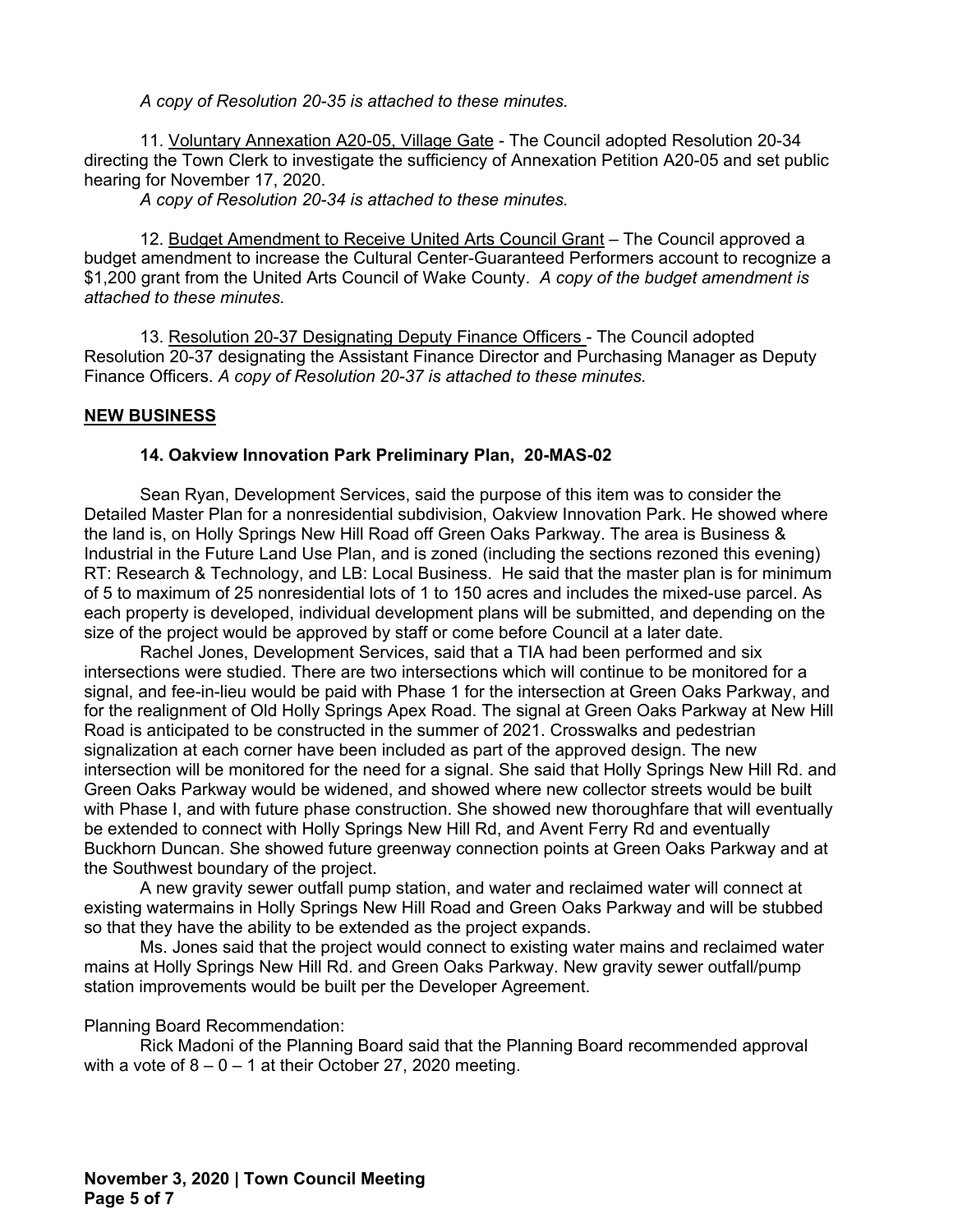*A copy of Resolution 20-35 is attached to these minutes.*

11. Voluntary Annexation A20-05, Village Gate - The Council adopted Resolution 20-34 directing the Town Clerk to investigate the sufficiency of Annexation Petition A20-05 and set public hearing for November 17, 2020.

*A copy of Resolution 20-34 is attached to these minutes.*

12. Budget Amendment to Receive United Arts Council Grant – The Council approved a budget amendment to increase the Cultural Center-Guaranteed Performers account to recognize a $1,200 grant from the United Arts Council of Wake County. *A copy of the budget amendment is attached to these minutes.*

13. Resolution 20-37 Designating Deputy Finance Officers - The Council adopted Resolution 20-37 designating the Assistant Finance Director and Purchasing Manager as Deputy Finance Officers. *A copy of Resolution 20-37 is attached to these minutes.*

## NEW BUSINESS

### 14. Oakview Innovation Park Preliminary Plan, 20-MAS-02

Sean Ryan, Development Services, said the purpose of this item was to consider the Detailed Master Plan for a nonresidential subdivision, Oakview Innovation Park. He showed where the land is, on Holly Springs New Hill Road off Green Oaks Parkway. The area is Business & Industrial in the Future Land Use Plan, and is zoned (including the sections rezoned this evening) RT: Research & Technology, and LB: Local Business. He said that the master plan is for minimum of 5 to maximum of 25 nonresidential lots of 1 to 150 acres and includes the mixed-use parcel. As each property is developed, individual development plans will be submitted, and depending on the size of the project would be approved by staff or come before Council at a later date.

Rachel Jones, Development Services, said that a TIA had been performed and six intersections were studied. There are two intersections which will continue to be monitored for a signal, and fee-in-lieu would be paid with Phase 1 for the intersection at Green Oaks Parkway, and for the realignment of Old Holly Springs Apex Road. The signal at Green Oaks Parkway at New Hill Road is anticipated to be constructed in the summer of 2021. Crosswalks and pedestrian signalization at each corner have been included as part of the approved design. The new intersection will be monitored for the need for a signal. She said that Holly Springs New Hill Rd. and Green Oaks Parkway would be widened, and showed where new collector streets would be built with Phase I, and with future phase construction. She showed new thoroughfare that will eventually be extended to connect with Holly Springs New Hill Rd, and Avent Ferry Rd and eventually Buckhorn Duncan. She showed future greenway connection points at Green Oaks Parkway and at the Southwest boundary of the project.

A new gravity sewer outfall pump station, and water and reclaimed water will connect at existing watermains in Holly Springs New Hill Road and Green Oaks Parkway and will be stubbed so that they have the ability to be extended as the project expands.

Ms. Jones said that the project would connect to existing water mains and reclaimed water mains at Holly Springs New Hill Rd. and Green Oaks Parkway. New gravity sewer outfall/pump station improvements would be built per the Developer Agreement.

Planning Board Recommendation:

Rick Madoni of the Planning Board said that the Planning Board recommended approval with a vote of 8 – 0 – 1 at their October 27, 2020 meeting.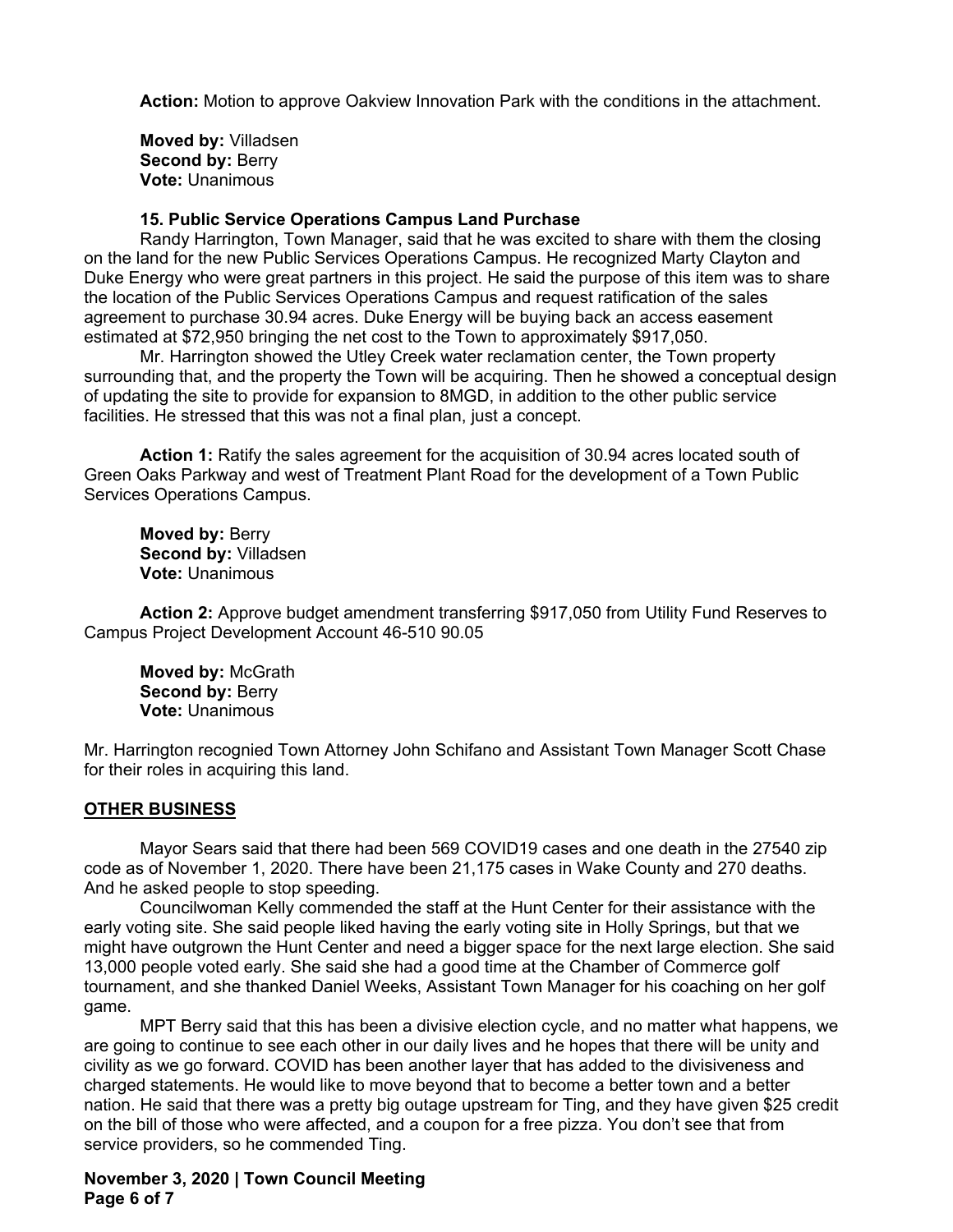**Action:** Motion to approve Oakview Innovation Park with the conditions in the attachment.

**Moved by:** Villadsen
**Second by:** Berry
**Vote:** Unanimous

**15. Public Service Operations Campus Land Purchase**

Randy Harrington, Town Manager, said that he was excited to share with them the closing on the land for the new Public Services Operations Campus. He recognized Marty Clayton and Duke Energy who were great partners in this project. He said the purpose of this item was to share the location of the Public Services Operations Campus and request ratification of the sales agreement to purchase 30.94 acres. Duke Energy will be buying back an access easement estimated at $72,950 bringing the net cost to the Town to approximately $917,050.

Mr. Harrington showed the Utley Creek water reclamation center, the Town property surrounding that, and the property the Town will be acquiring. Then he showed a conceptual design of updating the site to provide for expansion to 8MGD, in addition to the other public service facilities. He stressed that this was not a final plan, just a concept.

**Action 1:** Ratify the sales agreement for the acquisition of 30.94 acres located south of Green Oaks Parkway and west of Treatment Plant Road for the development of a Town Public Services Operations Campus.

**Moved by:** Berry
**Second by:** Villadsen
**Vote:** Unanimous

**Action 2:** Approve budget amendment transferring $917,050 from Utility Fund Reserves to Campus Project Development Account 46-510 90.05

**Moved by:** McGrath
**Second by:** Berry
**Vote:** Unanimous

Mr. Harrington recognied Town Attorney John Schifano and Assistant Town Manager Scott Chase for their roles in acquiring this land.

**OTHER BUSINESS**

Mayor Sears said that there had been 569 COVID19 cases and one death in the 27540 zip code as of November 1, 2020. There have been 21,175 cases in Wake County and 270 deaths. And he asked people to stop speeding.

Councilwoman Kelly commended the staff at the Hunt Center for their assistance with the early voting site. She said people liked having the early voting site in Holly Springs, but that we might have outgrown the Hunt Center and need a bigger space for the next large election. She said 13,000 people voted early. She said she had a good time at the Chamber of Commerce golf tournament, and she thanked Daniel Weeks, Assistant Town Manager for his coaching on her golf game.

MPT Berry said that this has been a divisive election cycle, and no matter what happens, we are going to continue to see each other in our daily lives and he hopes that there will be unity and civility as we go forward. COVID has been another layer that has added to the divisiveness and charged statements. He would like to move beyond that to become a better town and a better nation. He said that there was a pretty big outage upstream for Ting, and they have given $25 credit on the bill of those who were affected, and a coupon for a free pizza. You don't see that from service providers, so he commended Ting.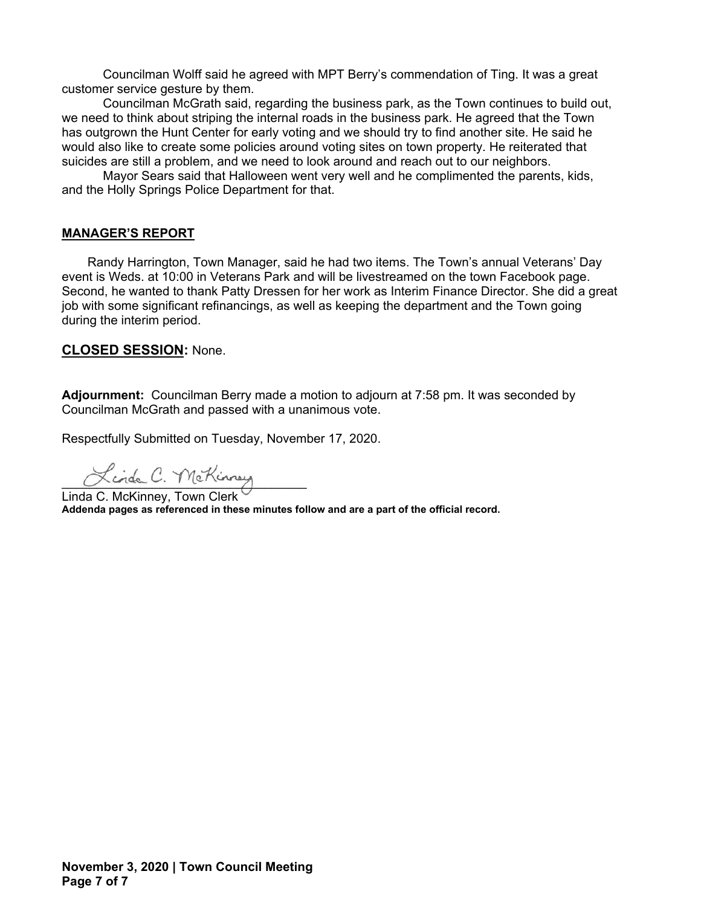Councilman Wolff said he agreed with MPT Berry's commendation of Ting. It was a great customer service gesture by them.

Councilman McGrath said, regarding the business park, as the Town continues to build out, we need to think about striping the internal roads in the business park. He agreed that the Town has outgrown the Hunt Center for early voting and we should try to find another site. He said he would also like to create some policies around voting sites on town property. He reiterated that suicides are still a problem, and we need to look around and reach out to our neighbors.

Mayor Sears said that Halloween went very well and he complimented the parents, kids, and the Holly Springs Police Department for that.

## MANAGER'S REPORT

Randy Harrington, Town Manager, said he had two items. The Town's annual Veterans' Day event is Weds. at 10:00 in Veterans Park and will be livestreamed on the town Facebook page. Second, he wanted to thank Patty Dressen for her work as Interim Finance Director. She did a great job with some significant refinancings, as well as keeping the department and the Town going during the interim period.

## CLOSED SESSION: None.

**Adjournment:** Councilman Berry made a motion to adjourn at 7:58 pm. It was seconded by Councilman McGrath and passed with a unanimous vote.

Respectfully Submitted on Tuesday, November 17, 2020.

Linda C. McKinney

Linda C. McKinney, Town Clerk

**Addenda pages as referenced in these minutes follow and are a part of the official record.**